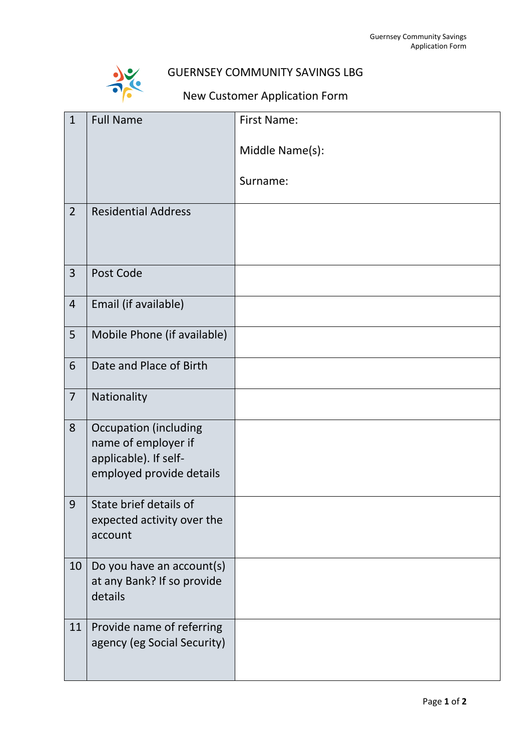# GUERNSEY COMMUNITY SAVINGS LBG

## New Customer Application Form

| | | |
|---|---|---|
| 1 | Full Name | First Name:<br><br>Middle Name(s):<br><br>Surname: |
| 2 | Residential Address | |
| 3 | Post Code | |
| 4 | Email (if available) | |
| 5 | Mobile Phone (if available) | |
| 6 | Date and Place of Birth | |
| 7 | Nationality | |
| 8 | Occupation (including name of employer if applicable). If self-employed provide details | |
| 9 | State brief details of expected activity over the account | |
| 10 | Do you have an account(s) at any Bank? If so provide details | |
| 11 | Provide name of referring agency (eg Social Security) | |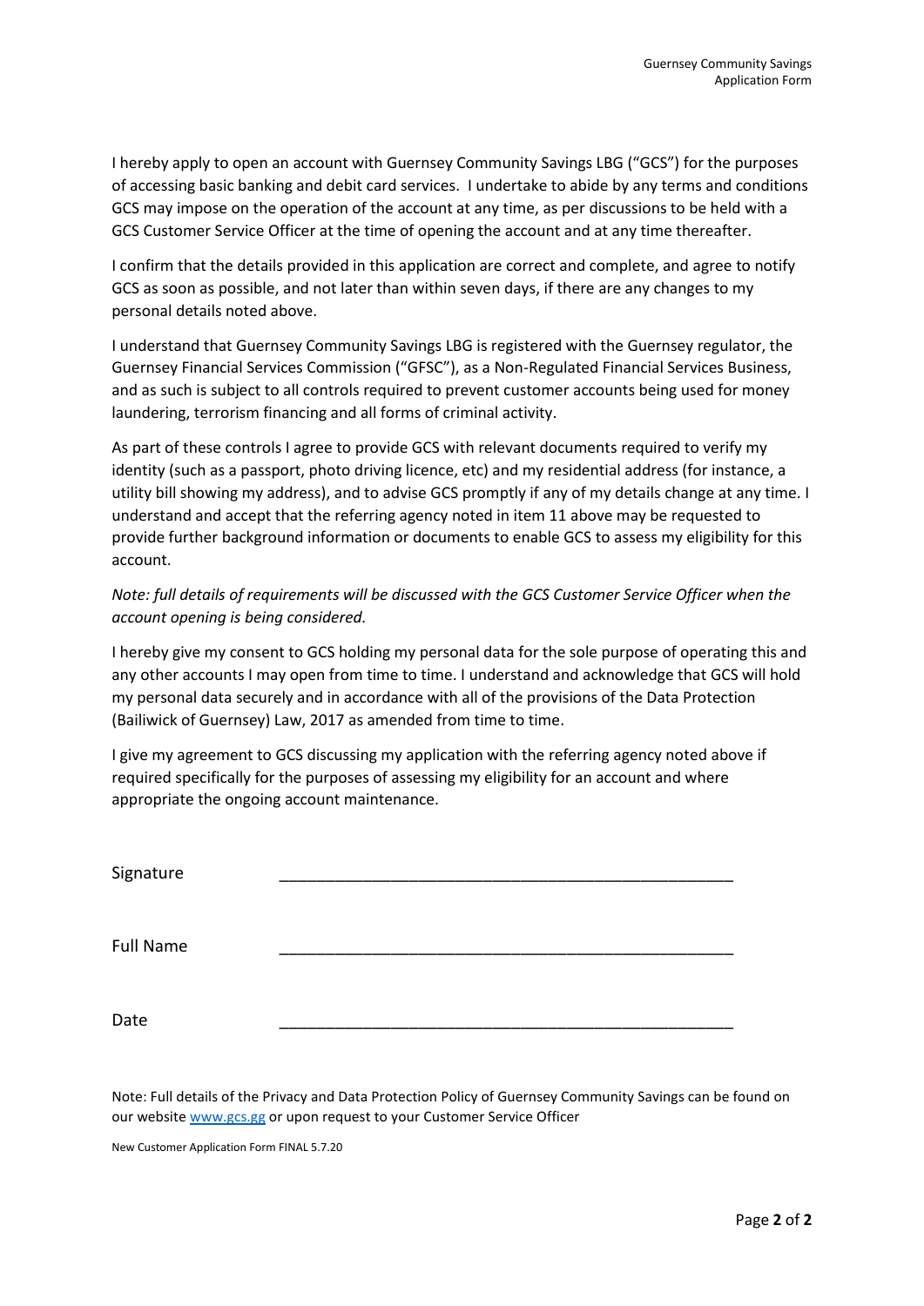I hereby apply to open an account with Guernsey Community Savings LBG ("GCS") for the purposes of accessing basic banking and debit card services. I undertake to abide by any terms and conditions GCS may impose on the operation of the account at any time, as per discussions to be held with a GCS Customer Service Officer at the time of opening the account and at any time thereafter.

I confirm that the details provided in this application are correct and complete, and agree to notify GCS as soon as possible, and not later than within seven days, if there are any changes to my personal details noted above.

I understand that Guernsey Community Savings LBG is registered with the Guernsey regulator, the Guernsey Financial Services Commission ("GFSC"), as a Non-Regulated Financial Services Business, and as such is subject to all controls required to prevent customer accounts being used for money laundering, terrorism financing and all forms of criminal activity.

As part of these controls I agree to provide GCS with relevant documents required to verify my identity (such as a passport, photo driving licence, etc) and my residential address (for instance, a utility bill showing my address), and to advise GCS promptly if any of my details change at any time. I understand and accept that the referring agency noted in item 11 above may be requested to provide further background information or documents to enable GCS to assess my eligibility for this account.

*Note: full details of requirements will be discussed with the GCS Customer Service Officer when the account opening is being considered.*

I hereby give my consent to GCS holding my personal data for the sole purpose of operating this and any other accounts I may open from time to time. I understand and acknowledge that GCS will hold my personal data securely and in accordance with all of the provisions of the Data Protection (Bailiwick of Guernsey) Law, 2017 as amended from time to time.

I give my agreement to GCS discussing my application with the referring agency noted above if required specifically for the purposes of assessing my eligibility for an account and where appropriate the ongoing account maintenance.

Signature ____________________________________________________

Full Name ____________________________________________________

Date ____________________________________________________

Note: Full details of the Privacy and Data Protection Policy of Guernsey Community Savings can be found on our website www.gcs.gg or upon request to your Customer Service Officer

New Customer Application Form FINAL 5.7.20